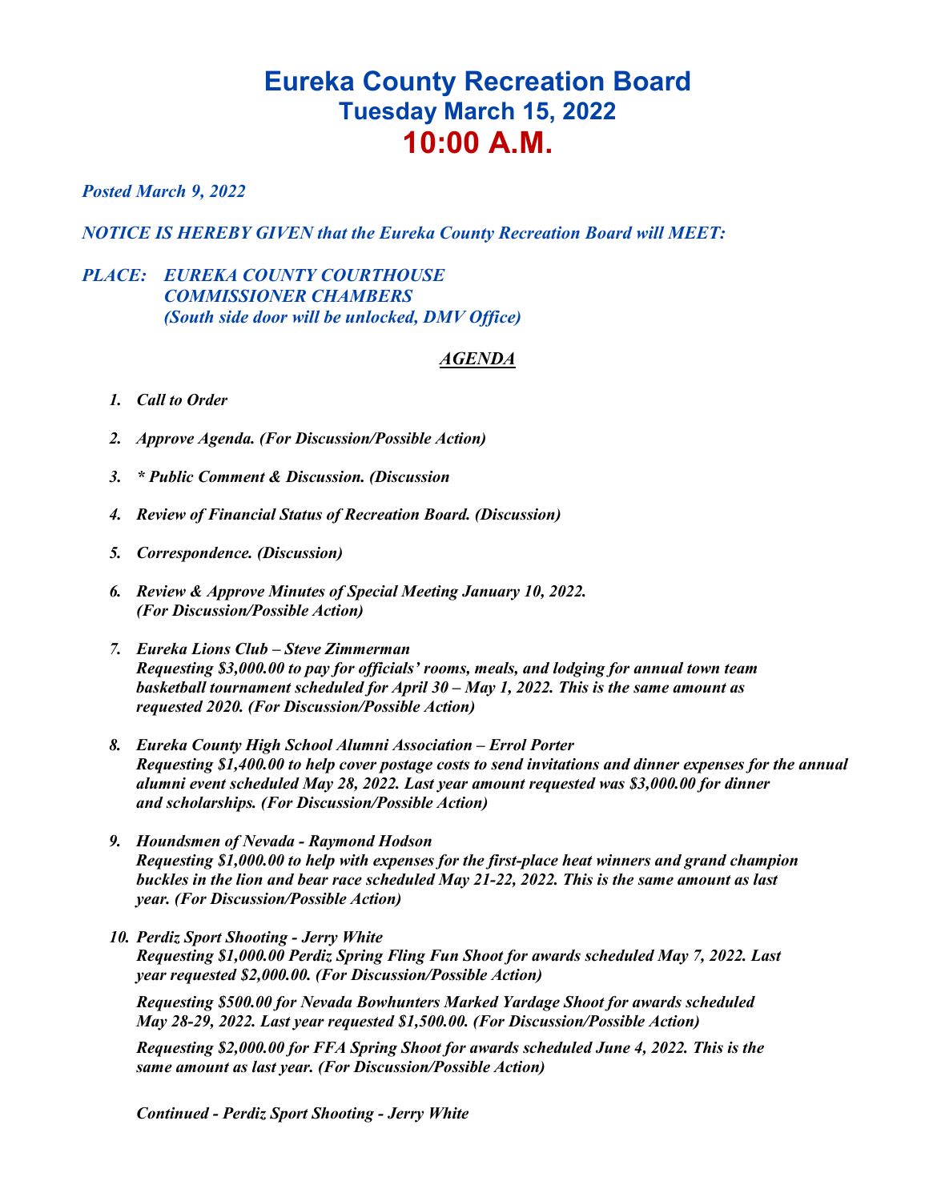# Eureka County Recreation Board
## Tuesday March 15, 2022
## 10:00 A.M.

*Posted March 9, 2022*

*NOTICE IS HEREBY GIVEN that the Eureka County Recreation Board will MEET:*

*PLACE: EUREKA COUNTY COURTHOUSE*
*COMMISSIONER CHAMBERS*
*(South side door will be unlocked, DMV Office)*

***AGENDA***

1. ***Call to Order***

2. ***Approve Agenda. (For Discussion/Possible Action)***

3. ***\* Public Comment & Discussion. (Discussion***

4. ***Review of Financial Status of Recreation Board. (Discussion)***

5. ***Correspondence. (Discussion)***

6. ***Review & Approve Minutes of Special Meeting January 10, 2022. (For Discussion/Possible Action)***

7. ***Eureka Lions Club – Steve Zimmerman***
   ***Requesting $3,000.00 to pay for officials' rooms, meals, and lodging for annual town team basketball tournament scheduled for April 30 – May 1, 2022. This is the same amount as requested 2020. (For Discussion/Possible Action)***

8. ***Eureka County High School Alumni Association – Errol Porter***
   ***Requesting $1,400.00 to help cover postage costs to send invitations and dinner expenses for the annual alumni event scheduled May 28, 2022. Last year amount requested was $3,000.00 for dinner and scholarships. (For Discussion/Possible Action)***

9. ***Houndsmen of Nevada - Raymond Hodson***
   ***Requesting $1,000.00 to help with expenses for the first-place heat winners and grand champion buckles in the lion and bear race scheduled May 21-22, 2022. This is the same amount as last year. (For Discussion/Possible Action)***

10. ***Perdiz Sport Shooting - Jerry White***
    ***Requesting $1,000.00 Perdiz Spring Fling Fun Shoot for awards scheduled May 7, 2022. Last year requested $2,000.00. (For Discussion/Possible Action)***

    ***Requesting $500.00 for Nevada Bowhunters Marked Yardage Shoot for awards scheduled May 28-29, 2022. Last year requested $1,500.00. (For Discussion/Possible Action)***

    ***Requesting $2,000.00 for FFA Spring Shoot for awards scheduled June 4, 2022. This is the same amount as last year. (For Discussion/Possible Action)***

    ***Continued - Perdiz Sport Shooting - Jerry White***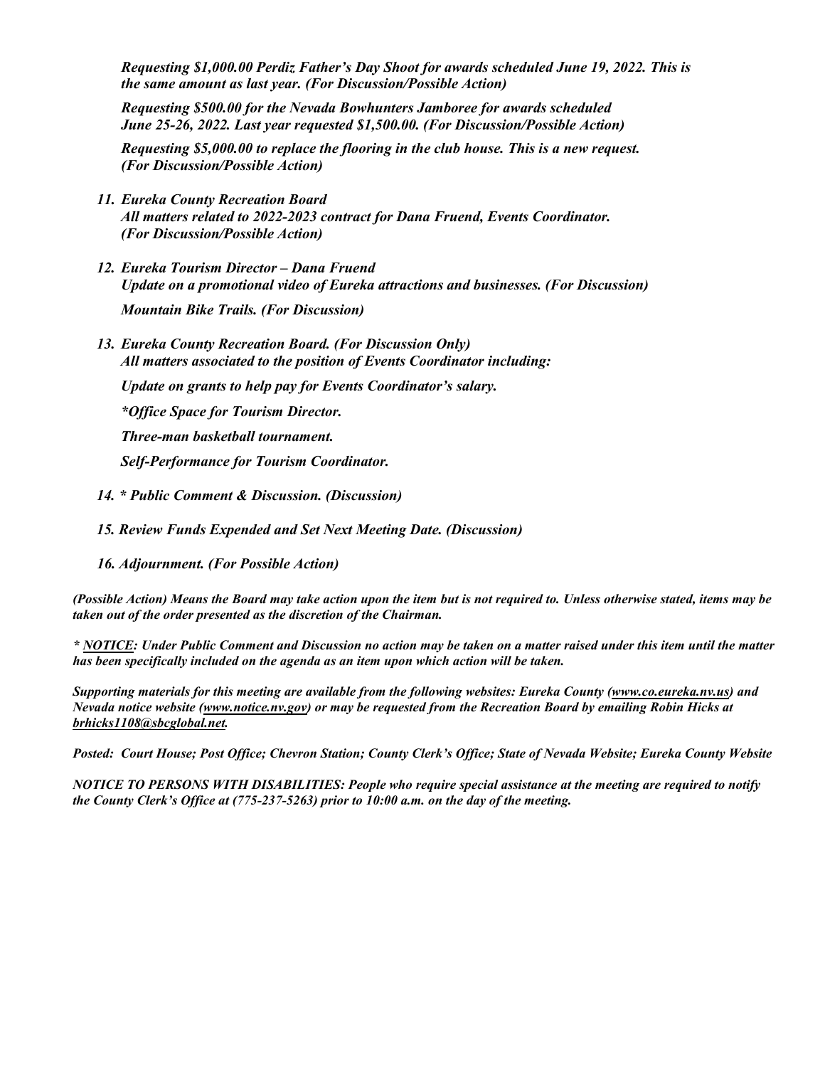*Requesting $1,000.00 Perdiz Father's Day Shoot for awards scheduled June 19, 2022. This is the same amount as last year. (For Discussion/Possible Action)*

*Requesting $500.00 for the Nevada Bowhunters Jamboree for awards scheduled June 25-26, 2022. Last year requested $1,500.00. (For Discussion/Possible Action)*

*Requesting $5,000.00 to replace the flooring in the club house. This is a new request. (For Discussion/Possible Action)*

11. ***Eureka County Recreation Board***
    ***All matters related to 2022-2023 contract for Dana Fruend, Events Coordinator. (For Discussion/Possible Action)***

12. ***Eureka Tourism Director – Dana Fruend***
    ***Update on a promotional video of Eureka attractions and businesses. (For Discussion)***

    ***Mountain Bike Trails. (For Discussion)***

13. ***Eureka County Recreation Board. (For Discussion Only)***
    ***All matters associated to the position of Events Coordinator including:***

    ***Update on grants to help pay for Events Coordinator's salary.***

    ****Office Space for Tourism Director.***

    ***Three-man basketball tournament.***

    ***Self-Performance for Tourism Coordinator.***

14. ***\* Public Comment & Discussion. (Discussion)***

15. ***Review Funds Expended and Set Next Meeting Date. (Discussion)***

16. ***Adjournment. (For Possible Action)***

***(Possible Action) Means the Board may take action upon the item but is not required to. Unless otherwise stated, items may be taken out of the order presented as the discretion of the Chairman.***

***\* <u>NOTICE</u>: Under Public Comment and Discussion no action may be taken on a matter raised under this item until the matter has been specifically included on the agenda as an item upon which action will be taken.***

***Supporting materials for this meeting are available from the following websites: Eureka County (www.co.eureka.nv.us) and Nevada notice website (www.notice.nv.gov) or may be requested from the Recreation Board by emailing Robin Hicks at brhicks1108@sbcglobal.net.***

***Posted: Court House; Post Office; Chevron Station; County Clerk's Office; State of Nevada Website; Eureka County Website***

***NOTICE TO PERSONS WITH DISABILITIES: People who require special assistance at the meeting are required to notify the County Clerk's Office at (775-237-5263) prior to 10:00 a.m. on the day of the meeting.***